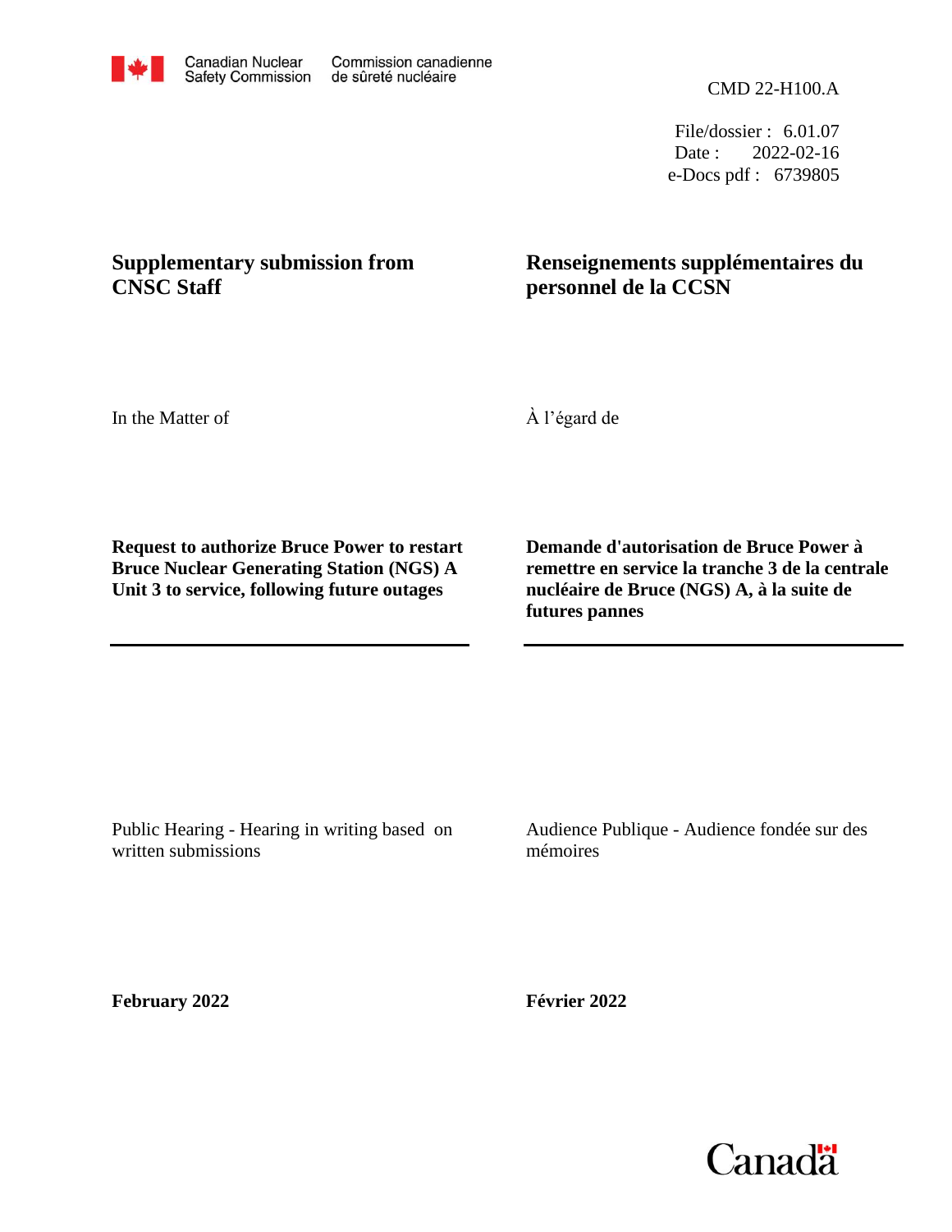Canadian Nuclear Safety Commission | Commission canadienne de sûreté nucléaire

CMD 22-H100.A

File/dossier : 6.01.07
Date : 2022-02-16
e-Docs pdf : 6739805

# Supplementary submission from CNSC Staff

# Renseignements supplémentaires du personnel de la CCSN

In the Matter of

À l'égard de

**Request to authorize Bruce Power to restart Bruce Nuclear Generating Station (NGS) A Unit 3 to service, following future outages**

**Demande d'autorisation de Bruce Power à remettre en service la tranche 3 de la centrale nucléaire de Bruce (NGS) A, à la suite de futures pannes**

---

Public Hearing - Hearing in writing based on written submissions

Audience Publique - Audience fondée sur des mémoires

**February 2022**

**Février 2022**

Canada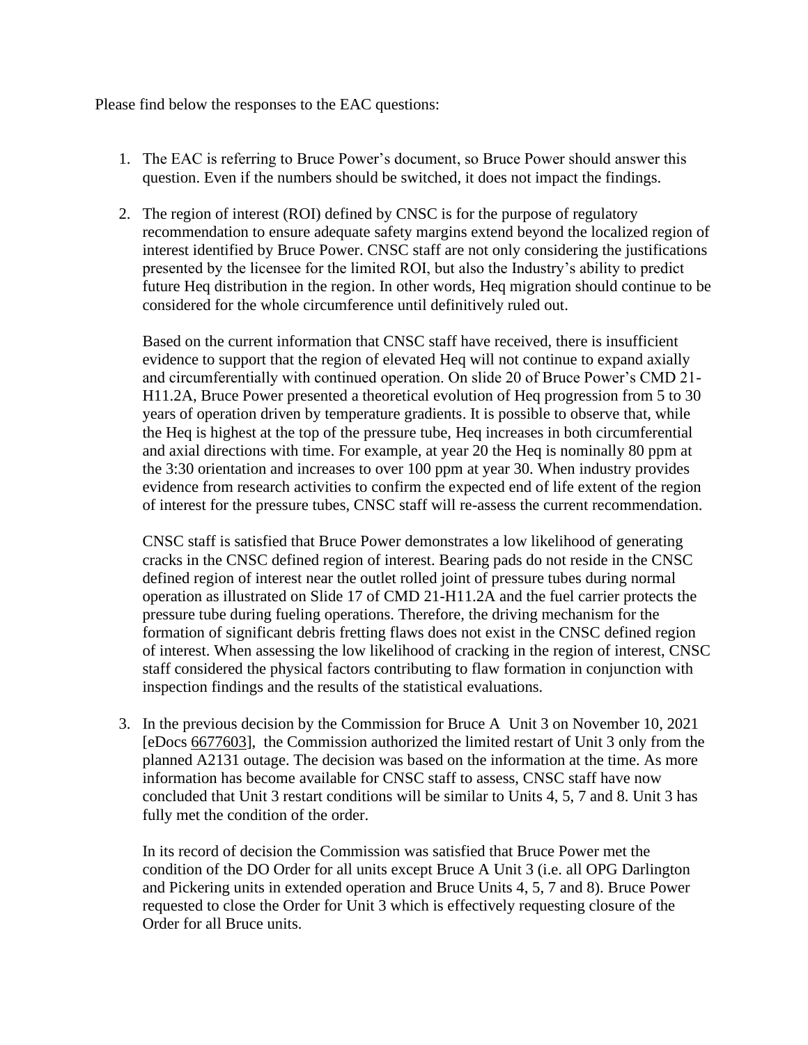Please find below the responses to the EAC questions:

1. The EAC is referring to Bruce Power's document, so Bruce Power should answer this question. Even if the numbers should be switched, it does not impact the findings.

2. The region of interest (ROI) defined by CNSC is for the purpose of regulatory recommendation to ensure adequate safety margins extend beyond the localized region of interest identified by Bruce Power. CNSC staff are not only considering the justifications presented by the licensee for the limited ROI, but also the Industry's ability to predict future Heq distribution in the region. In other words, Heq migration should continue to be considered for the whole circumference until definitively ruled out.

   Based on the current information that CNSC staff have received, there is insufficient evidence to support that the region of elevated Heq will not continue to expand axially and circumferentially with continued operation. On slide 20 of Bruce Power's CMD 21-H11.2A, Bruce Power presented a theoretical evolution of Heq progression from 5 to 30 years of operation driven by temperature gradients. It is possible to observe that, while the Heq is highest at the top of the pressure tube, Heq increases in both circumferential and axial directions with time. For example, at year 20 the Heq is nominally 80 ppm at the 3:30 orientation and increases to over 100 ppm at year 30. When industry provides evidence from research activities to confirm the expected end of life extent of the region of interest for the pressure tubes, CNSC staff will re-assess the current recommendation.

   CNSC staff is satisfied that Bruce Power demonstrates a low likelihood of generating cracks in the CNSC defined region of interest. Bearing pads do not reside in the CNSC defined region of interest near the outlet rolled joint of pressure tubes during normal operation as illustrated on Slide 17 of CMD 21-H11.2A and the fuel carrier protects the pressure tube during fueling operations. Therefore, the driving mechanism for the formation of significant debris fretting flaws does not exist in the CNSC defined region of interest. When assessing the low likelihood of cracking in the region of interest, CNSC staff considered the physical factors contributing to flaw formation in conjunction with inspection findings and the results of the statistical evaluations.

3. In the previous decision by the Commission for Bruce A Unit 3 on November 10, 2021 [eDocs 6677603], the Commission authorized the limited restart of Unit 3 only from the planned A2131 outage. The decision was based on the information at the time. As more information has become available for CNSC staff to assess, CNSC staff have now concluded that Unit 3 restart conditions will be similar to Units 4, 5, 7 and 8. Unit 3 has fully met the condition of the order.

   In its record of decision the Commission was satisfied that Bruce Power met the condition of the DO Order for all units except Bruce A Unit 3 (i.e. all OPG Darlington and Pickering units in extended operation and Bruce Units 4, 5, 7 and 8). Bruce Power requested to close the Order for Unit 3 which is effectively requesting closure of the Order for all Bruce units.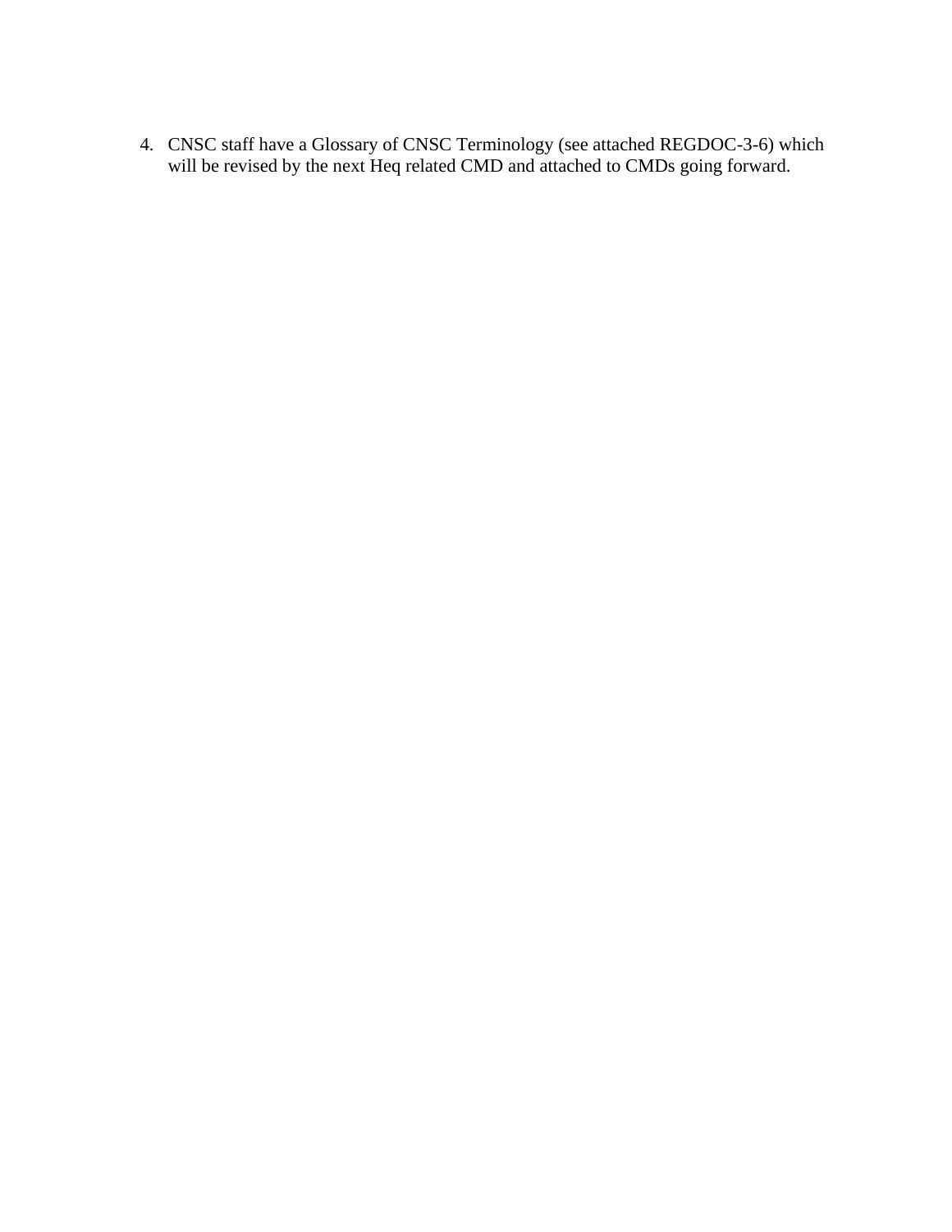4. CNSC staff have a Glossary of CNSC Terminology (see attached REGDOC-3-6) which will be revised by the next Heq related CMD and attached to CMDs going forward.